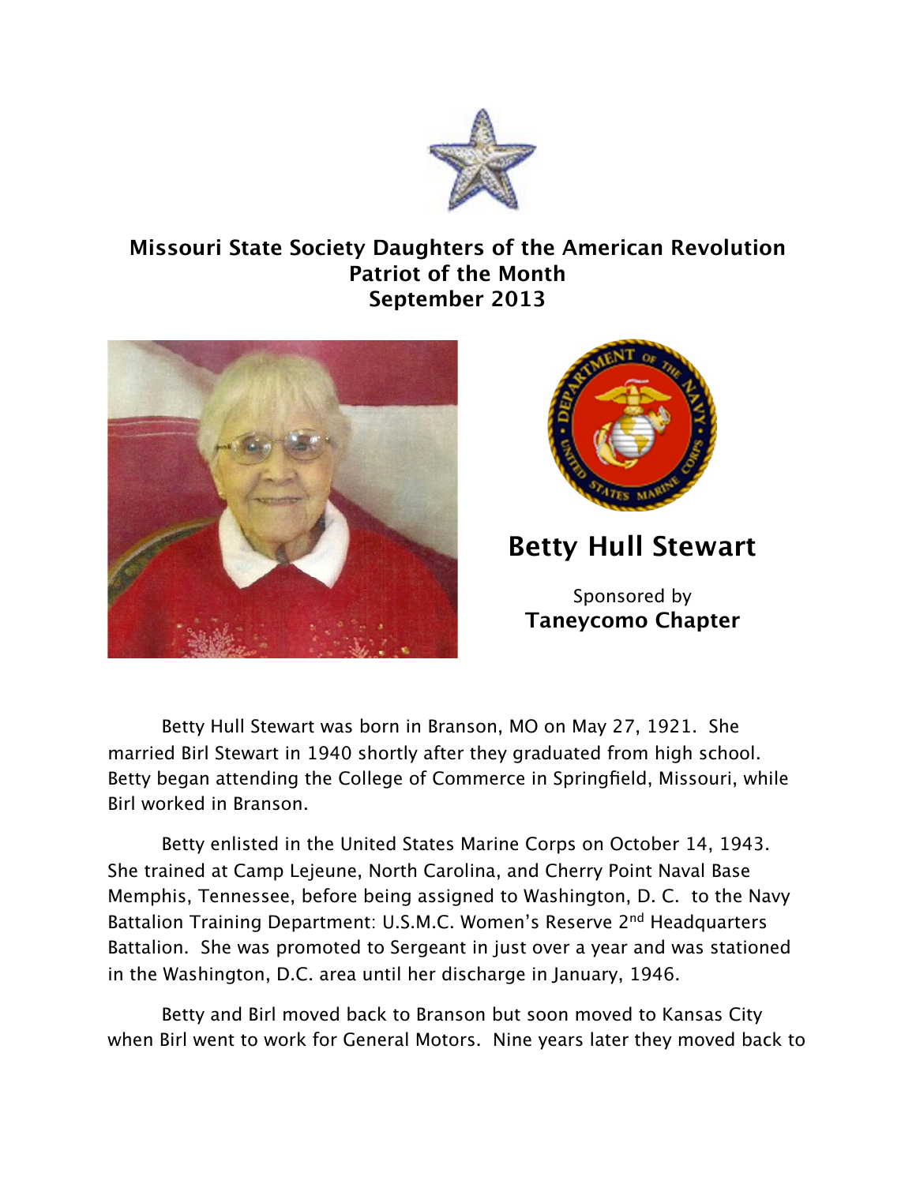**Missouri State Society Daughters of the American Revolution**
**Patriot of the Month**
**September 2013**

# Betty Hull Stewart

Sponsored by
**Taneycomo Chapter**

Betty Hull Stewart was born in Branson, MO on May 27, 1921. She married Birl Stewart in 1940 shortly after they graduated from high school. Betty began attending the College of Commerce in Springfield, Missouri, while Birl worked in Branson.

Betty enlisted in the United States Marine Corps on October 14, 1943. She trained at Camp Lejeune, North Carolina, and Cherry Point Naval Base Memphis, Tennessee, before being assigned to Washington, D. C. to the Navy Battalion Training Department: U.S.M.C. Women's Reserve 2nd Headquarters Battalion. She was promoted to Sergeant in just over a year and was stationed in the Washington, D.C. area until her discharge in January, 1946.

Betty and Birl moved back to Branson but soon moved to Kansas City when Birl went to work for General Motors. Nine years later they moved back to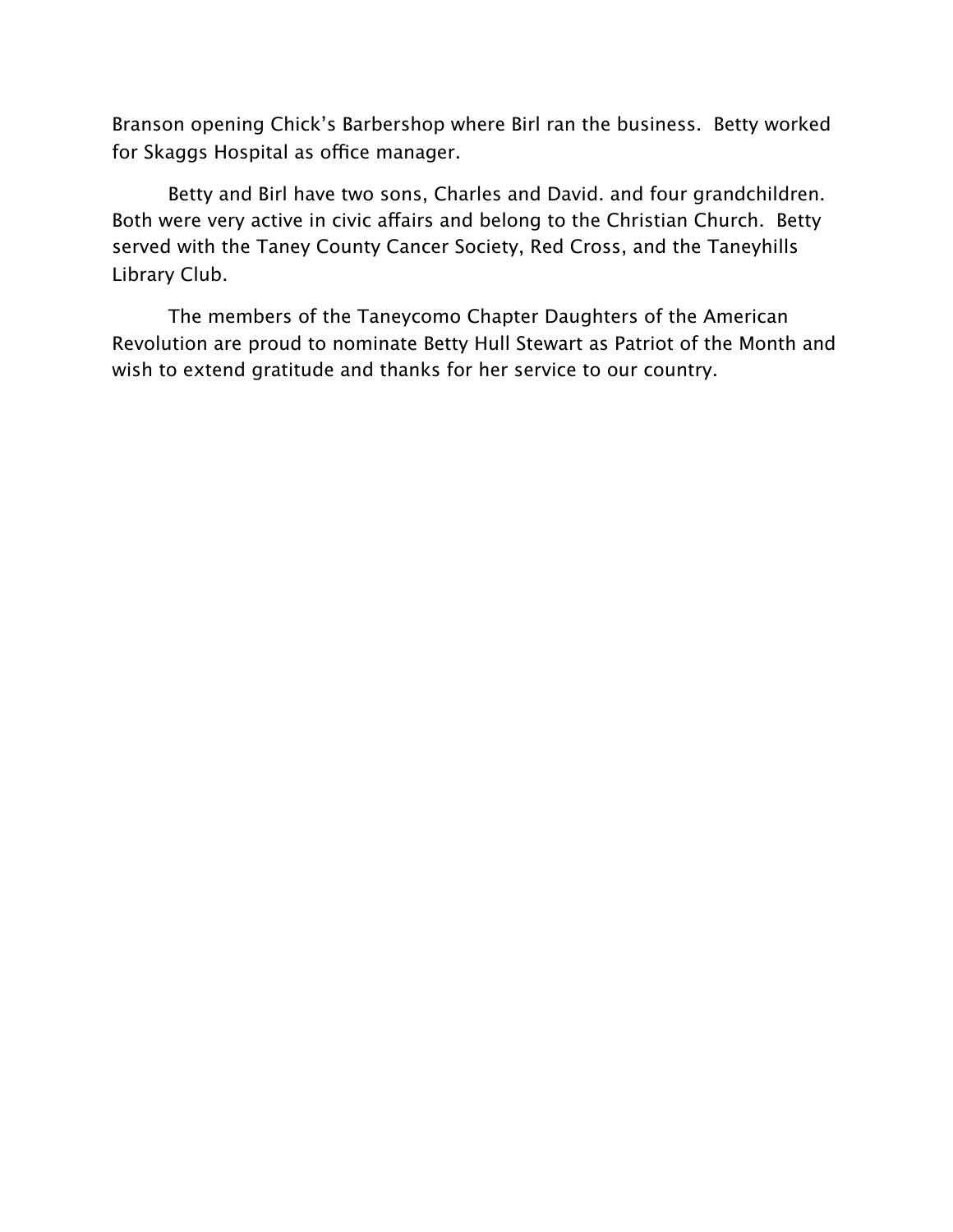Branson opening Chick's Barbershop where Birl ran the business. Betty worked for Skaggs Hospital as office manager.

Betty and Birl have two sons, Charles and David. and four grandchildren. Both were very active in civic affairs and belong to the Christian Church. Betty served with the Taney County Cancer Society, Red Cross, and the Taneyhills Library Club.

The members of the Taneycomo Chapter Daughters of the American Revolution are proud to nominate Betty Hull Stewart as Patriot of the Month and wish to extend gratitude and thanks for her service to our country.